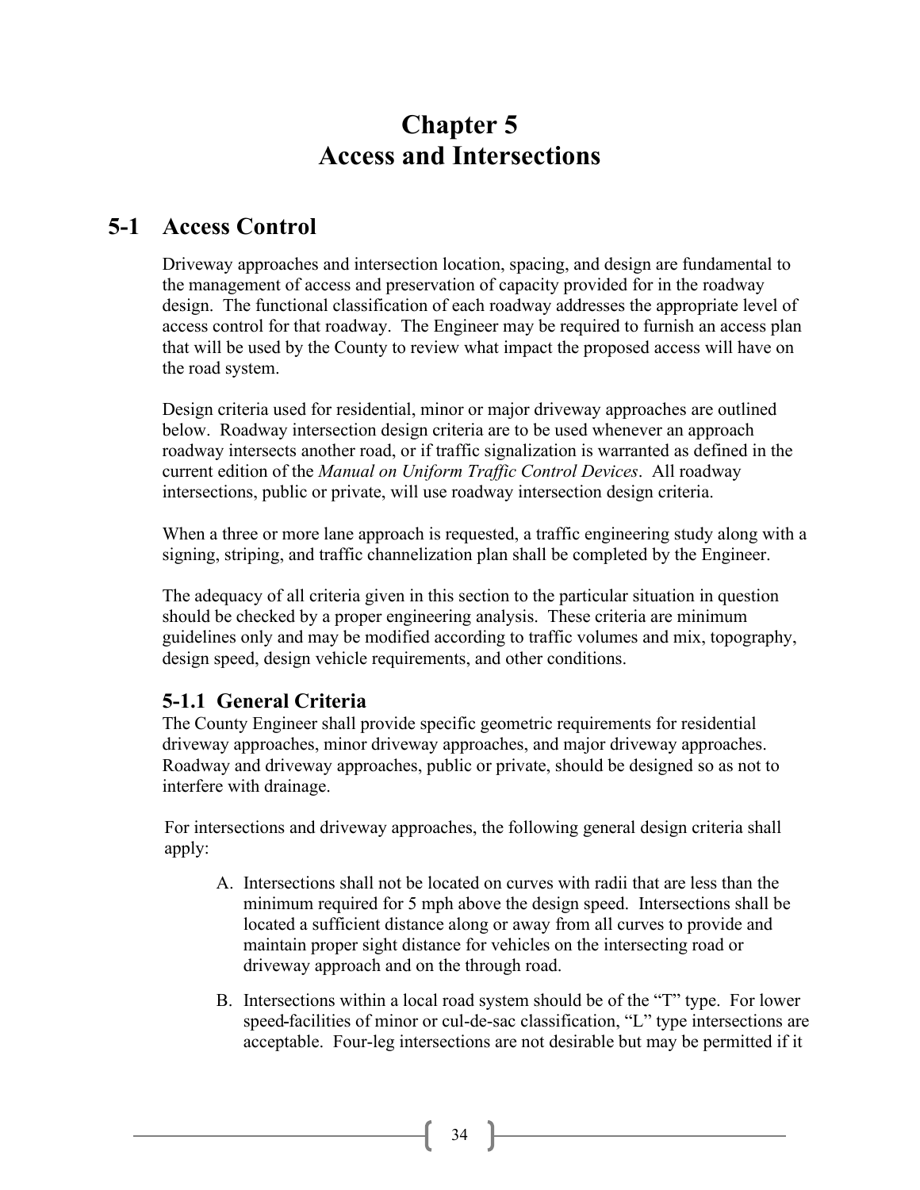# Chapter 5
# Access and Intersections

## 5-1 Access Control

Driveway approaches and intersection location, spacing, and design are fundamental to the management of access and preservation of capacity provided for in the roadway design. The functional classification of each roadway addresses the appropriate level of access control for that roadway. The Engineer may be required to furnish an access plan that will be used by the County to review what impact the proposed access will have on the road system.

Design criteria used for residential, minor or major driveway approaches are outlined below. Roadway intersection design criteria are to be used whenever an approach roadway intersects another road, or if traffic signalization is warranted as defined in the current edition of the *Manual on Uniform Traffic Control Devices*. All roadway intersections, public or private, will use roadway intersection design criteria.

When a three or more lane approach is requested, a traffic engineering study along with a signing, striping, and traffic channelization plan shall be completed by the Engineer.

The adequacy of all criteria given in this section to the particular situation in question should be checked by a proper engineering analysis. These criteria are minimum guidelines only and may be modified according to traffic volumes and mix, topography, design speed, design vehicle requirements, and other conditions.

### 5-1.1 General Criteria

The County Engineer shall provide specific geometric requirements for residential driveway approaches, minor driveway approaches, and major driveway approaches. Roadway and driveway approaches, public or private, should be designed so as not to interfere with drainage.

For intersections and driveway approaches, the following general design criteria shall apply:

A. Intersections shall not be located on curves with radii that are less than the minimum required for 5 mph above the design speed. Intersections shall be located a sufficient distance along or away from all curves to provide and maintain proper sight distance for vehicles on the intersecting road or driveway approach and on the through road.

B. Intersections within a local road system should be of the "T" type. For lower speed-facilities of minor or cul-de-sac classification, "L" type intersections are acceptable. Four-leg intersections are not desirable but may be permitted if it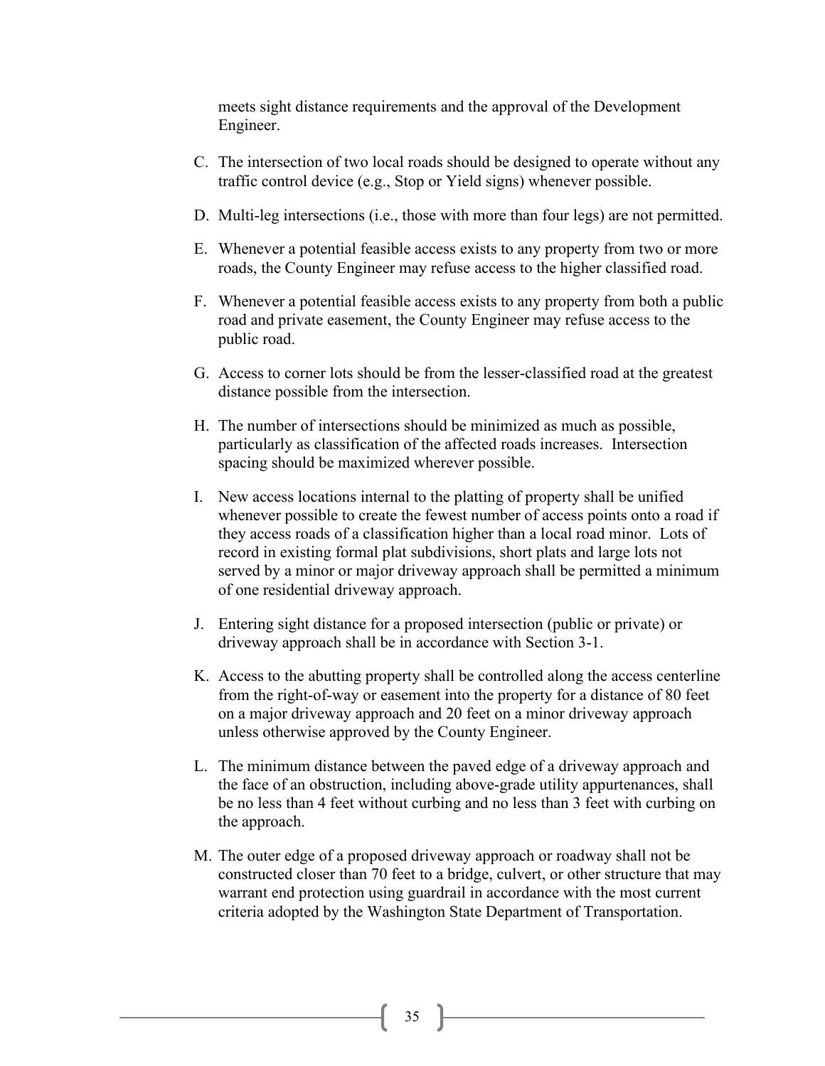meets sight distance requirements and the approval of the Development Engineer.

C. The intersection of two local roads should be designed to operate without any traffic control device (e.g., Stop or Yield signs) whenever possible.

D. Multi-leg intersections (i.e., those with more than four legs) are not permitted.

E. Whenever a potential feasible access exists to any property from two or more roads, the County Engineer may refuse access to the higher classified road.

F. Whenever a potential feasible access exists to any property from both a public road and private easement, the County Engineer may refuse access to the public road.

G. Access to corner lots should be from the lesser-classified road at the greatest distance possible from the intersection.

H. The number of intersections should be minimized as much as possible, particularly as classification of the affected roads increases. Intersection spacing should be maximized wherever possible.

I. New access locations internal to the platting of property shall be unified whenever possible to create the fewest number of access points onto a road if they access roads of a classification higher than a local road minor. Lots of record in existing formal plat subdivisions, short plats and large lots not served by a minor or major driveway approach shall be permitted a minimum of one residential driveway approach.

J. Entering sight distance for a proposed intersection (public or private) or driveway approach shall be in accordance with Section 3-1.

K. Access to the abutting property shall be controlled along the access centerline from the right-of-way or easement into the property for a distance of 80 feet on a major driveway approach and 20 feet on a minor driveway approach unless otherwise approved by the County Engineer.

L. The minimum distance between the paved edge of a driveway approach and the face of an obstruction, including above-grade utility appurtenances, shall be no less than 4 feet without curbing and no less than 3 feet with curbing on the approach.

M. The outer edge of a proposed driveway approach or roadway shall not be constructed closer than 70 feet to a bridge, culvert, or other structure that may warrant end protection using guardrail in accordance with the most current criteria adopted by the Washington State Department of Transportation.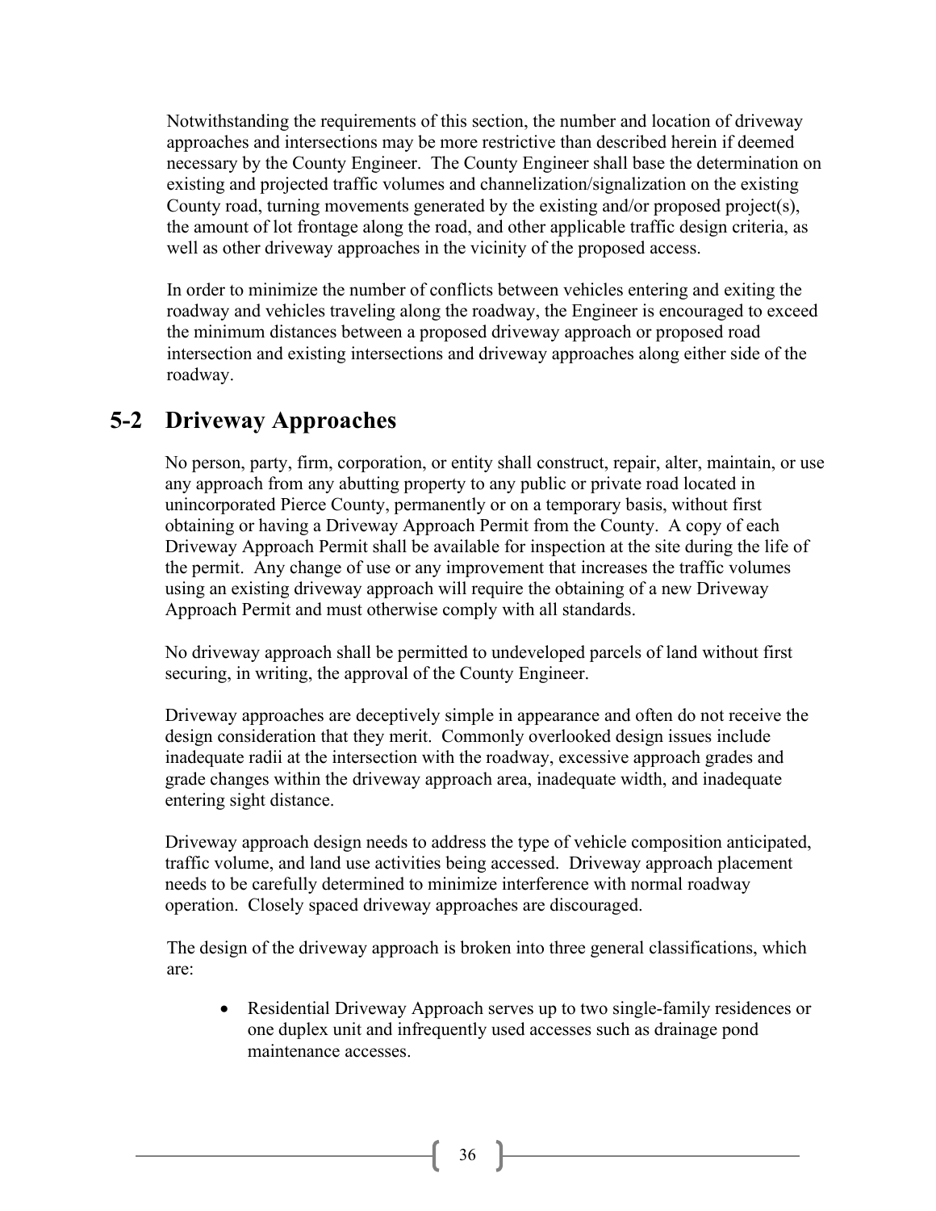Notwithstanding the requirements of this section, the number and location of driveway approaches and intersections may be more restrictive than described herein if deemed necessary by the County Engineer. The County Engineer shall base the determination on existing and projected traffic volumes and channelization/signalization on the existing County road, turning movements generated by the existing and/or proposed project(s), the amount of lot frontage along the road, and other applicable traffic design criteria, as well as other driveway approaches in the vicinity of the proposed access.

In order to minimize the number of conflicts between vehicles entering and exiting the roadway and vehicles traveling along the roadway, the Engineer is encouraged to exceed the minimum distances between a proposed driveway approach or proposed road intersection and existing intersections and driveway approaches along either side of the roadway.

## 5-2 Driveway Approaches

No person, party, firm, corporation, or entity shall construct, repair, alter, maintain, or use any approach from any abutting property to any public or private road located in unincorporated Pierce County, permanently or on a temporary basis, without first obtaining or having a Driveway Approach Permit from the County. A copy of each Driveway Approach Permit shall be available for inspection at the site during the life of the permit. Any change of use or any improvement that increases the traffic volumes using an existing driveway approach will require the obtaining of a new Driveway Approach Permit and must otherwise comply with all standards.

No driveway approach shall be permitted to undeveloped parcels of land without first securing, in writing, the approval of the County Engineer.

Driveway approaches are deceptively simple in appearance and often do not receive the design consideration that they merit. Commonly overlooked design issues include inadequate radii at the intersection with the roadway, excessive approach grades and grade changes within the driveway approach area, inadequate width, and inadequate entering sight distance.

Driveway approach design needs to address the type of vehicle composition anticipated, traffic volume, and land use activities being accessed. Driveway approach placement needs to be carefully determined to minimize interference with normal roadway operation. Closely spaced driveway approaches are discouraged.

The design of the driveway approach is broken into three general classifications, which are:

- Residential Driveway Approach serves up to two single-family residences or one duplex unit and infrequently used accesses such as drainage pond maintenance accesses.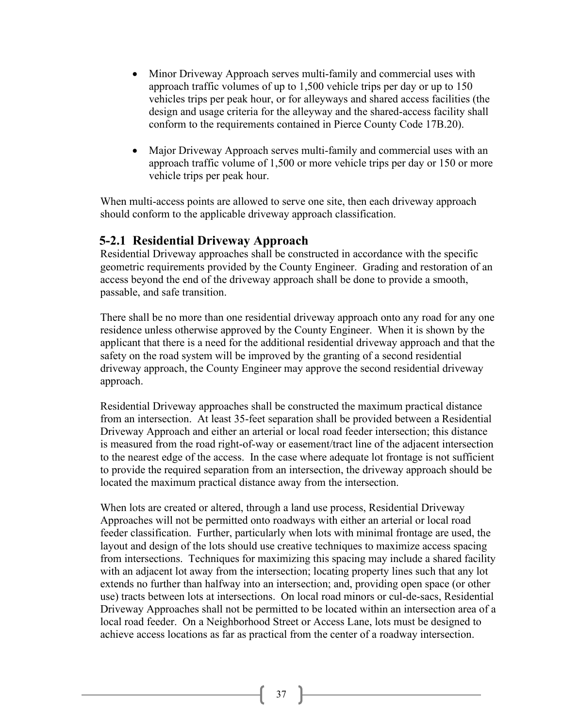- Minor Driveway Approach serves multi-family and commercial uses with approach traffic volumes of up to 1,500 vehicle trips per day or up to 150 vehicles trips per peak hour, or for alleyways and shared access facilities (the design and usage criteria for the alleyway and the shared-access facility shall conform to the requirements contained in Pierce County Code 17B.20).

- Major Driveway Approach serves multi-family and commercial uses with an approach traffic volume of 1,500 or more vehicle trips per day or 150 or more vehicle trips per peak hour.

When multi-access points are allowed to serve one site, then each driveway approach should conform to the applicable driveway approach classification.

### 5-2.1 Residential Driveway Approach

Residential Driveway approaches shall be constructed in accordance with the specific geometric requirements provided by the County Engineer. Grading and restoration of an access beyond the end of the driveway approach shall be done to provide a smooth, passable, and safe transition.

There shall be no more than one residential driveway approach onto any road for any one residence unless otherwise approved by the County Engineer. When it is shown by the applicant that there is a need for the additional residential driveway approach and that the safety on the road system will be improved by the granting of a second residential driveway approach, the County Engineer may approve the second residential driveway approach.

Residential Driveway approaches shall be constructed the maximum practical distance from an intersection. At least 35-feet separation shall be provided between a Residential Driveway Approach and either an arterial or local road feeder intersection; this distance is measured from the road right-of-way or easement/tract line of the adjacent intersection to the nearest edge of the access. In the case where adequate lot frontage is not sufficient to provide the required separation from an intersection, the driveway approach should be located the maximum practical distance away from the intersection.

When lots are created or altered, through a land use process, Residential Driveway Approaches will not be permitted onto roadways with either an arterial or local road feeder classification. Further, particularly when lots with minimal frontage are used, the layout and design of the lots should use creative techniques to maximize access spacing from intersections. Techniques for maximizing this spacing may include a shared facility with an adjacent lot away from the intersection; locating property lines such that any lot extends no further than halfway into an intersection; and, providing open space (or other use) tracts between lots at intersections. On local road minors or cul-de-sacs, Residential Driveway Approaches shall not be permitted to be located within an intersection area of a local road feeder. On a Neighborhood Street or Access Lane, lots must be designed to achieve access locations as far as practical from the center of a roadway intersection.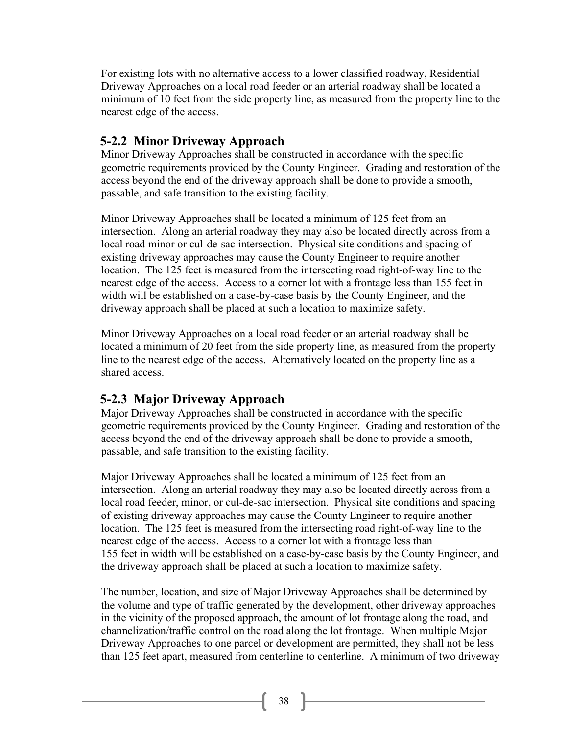For existing lots with no alternative access to a lower classified roadway, Residential Driveway Approaches on a local road feeder or an arterial roadway shall be located a minimum of 10 feet from the side property line, as measured from the property line to the nearest edge of the access.

### 5-2.2 Minor Driveway Approach

Minor Driveway Approaches shall be constructed in accordance with the specific geometric requirements provided by the County Engineer. Grading and restoration of the access beyond the end of the driveway approach shall be done to provide a smooth, passable, and safe transition to the existing facility.

Minor Driveway Approaches shall be located a minimum of 125 feet from an intersection. Along an arterial roadway they may also be located directly across from a local road minor or cul-de-sac intersection. Physical site conditions and spacing of existing driveway approaches may cause the County Engineer to require another location. The 125 feet is measured from the intersecting road right-of-way line to the nearest edge of the access. Access to a corner lot with a frontage less than 155 feet in width will be established on a case-by-case basis by the County Engineer, and the driveway approach shall be placed at such a location to maximize safety.

Minor Driveway Approaches on a local road feeder or an arterial roadway shall be located a minimum of 20 feet from the side property line, as measured from the property line to the nearest edge of the access. Alternatively located on the property line as a shared access.

### 5-2.3 Major Driveway Approach

Major Driveway Approaches shall be constructed in accordance with the specific geometric requirements provided by the County Engineer. Grading and restoration of the access beyond the end of the driveway approach shall be done to provide a smooth, passable, and safe transition to the existing facility.

Major Driveway Approaches shall be located a minimum of 125 feet from an intersection. Along an arterial roadway they may also be located directly across from a local road feeder, minor, or cul-de-sac intersection. Physical site conditions and spacing of existing driveway approaches may cause the County Engineer to require another location. The 125 feet is measured from the intersecting road right-of-way line to the nearest edge of the access. Access to a corner lot with a frontage less than 155 feet in width will be established on a case-by-case basis by the County Engineer, and the driveway approach shall be placed at such a location to maximize safety.

The number, location, and size of Major Driveway Approaches shall be determined by the volume and type of traffic generated by the development, other driveway approaches in the vicinity of the proposed approach, the amount of lot frontage along the road, and channelization/traffic control on the road along the lot frontage. When multiple Major Driveway Approaches to one parcel or development are permitted, they shall not be less than 125 feet apart, measured from centerline to centerline. A minimum of two driveway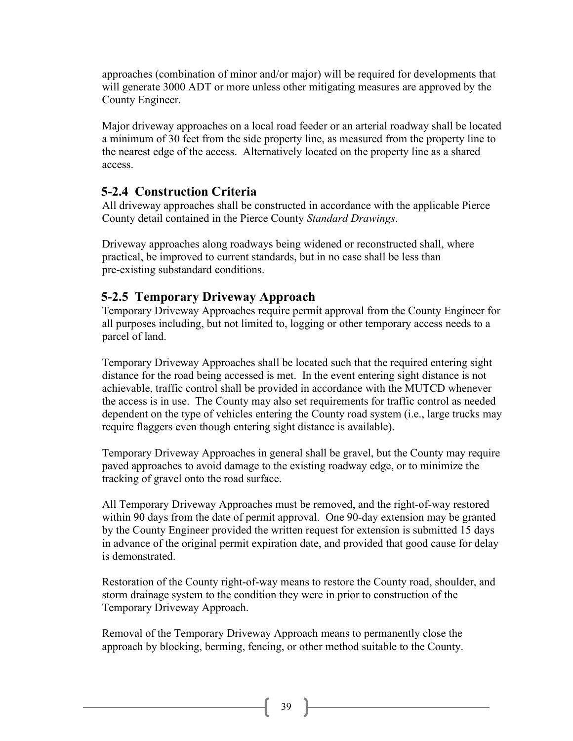approaches (combination of minor and/or major) will be required for developments that will generate 3000 ADT or more unless other mitigating measures are approved by the County Engineer.

Major driveway approaches on a local road feeder or an arterial roadway shall be located a minimum of 30 feet from the side property line, as measured from the property line to the nearest edge of the access. Alternatively located on the property line as a shared access.

### 5-2.4 Construction Criteria

All driveway approaches shall be constructed in accordance with the applicable Pierce County detail contained in the Pierce County *Standard Drawings*.

Driveway approaches along roadways being widened or reconstructed shall, where practical, be improved to current standards, but in no case shall be less than pre-existing substandard conditions.

### 5-2.5 Temporary Driveway Approach

Temporary Driveway Approaches require permit approval from the County Engineer for all purposes including, but not limited to, logging or other temporary access needs to a parcel of land.

Temporary Driveway Approaches shall be located such that the required entering sight distance for the road being accessed is met. In the event entering sight distance is not achievable, traffic control shall be provided in accordance with the MUTCD whenever the access is in use. The County may also set requirements for traffic control as needed dependent on the type of vehicles entering the County road system (i.e., large trucks may require flaggers even though entering sight distance is available).

Temporary Driveway Approaches in general shall be gravel, but the County may require paved approaches to avoid damage to the existing roadway edge, or to minimize the tracking of gravel onto the road surface.

All Temporary Driveway Approaches must be removed, and the right-of-way restored within 90 days from the date of permit approval. One 90-day extension may be granted by the County Engineer provided the written request for extension is submitted 15 days in advance of the original permit expiration date, and provided that good cause for delay is demonstrated.

Restoration of the County right-of-way means to restore the County road, shoulder, and storm drainage system to the condition they were in prior to construction of the Temporary Driveway Approach.

Removal of the Temporary Driveway Approach means to permanently close the approach by blocking, berming, fencing, or other method suitable to the County.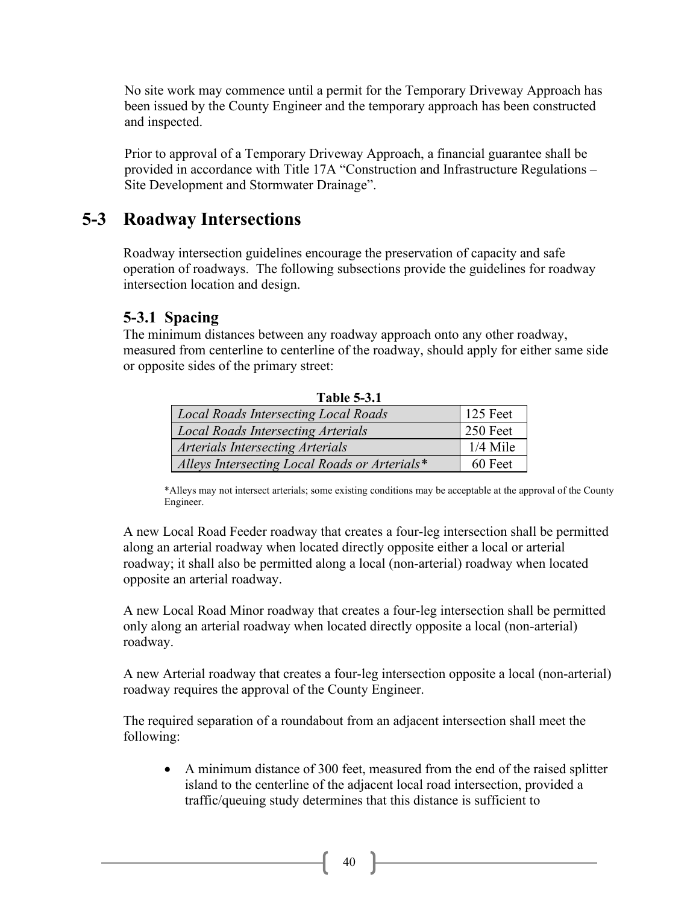No site work may commence until a permit for the Temporary Driveway Approach has been issued by the County Engineer and the temporary approach has been constructed and inspected.

Prior to approval of a Temporary Driveway Approach, a financial guarantee shall be provided in accordance with Title 17A "Construction and Infrastructure Regulations – Site Development and Stormwater Drainage".

## 5-3 Roadway Intersections

Roadway intersection guidelines encourage the preservation of capacity and safe operation of roadways. The following subsections provide the guidelines for roadway intersection location and design.

### 5-3.1 Spacing

The minimum distances between any roadway approach onto any other roadway, measured from centerline to centerline of the roadway, should apply for either same side or opposite sides of the primary street:

**Table 5-3.1**

| | |
|---|---|
| *Local Roads Intersecting Local Roads* | 125 Feet |
| *Local Roads Intersecting Arterials* | 250 Feet |
| *Arterials Intersecting Arterials* | 1/4 Mile |
| *Alleys Intersecting Local Roads or Arterials** | 60 Feet |

*Alleys may not intersect arterials; some existing conditions may be acceptable at the approval of the County Engineer.

A new Local Road Feeder roadway that creates a four-leg intersection shall be permitted along an arterial roadway when located directly opposite either a local or arterial roadway; it shall also be permitted along a local (non-arterial) roadway when located opposite an arterial roadway.

A new Local Road Minor roadway that creates a four-leg intersection shall be permitted only along an arterial roadway when located directly opposite a local (non-arterial) roadway.

A new Arterial roadway that creates a four-leg intersection opposite a local (non-arterial) roadway requires the approval of the County Engineer.

The required separation of a roundabout from an adjacent intersection shall meet the following:

- A minimum distance of 300 feet, measured from the end of the raised splitter island to the centerline of the adjacent local road intersection, provided a traffic/queuing study determines that this distance is sufficient to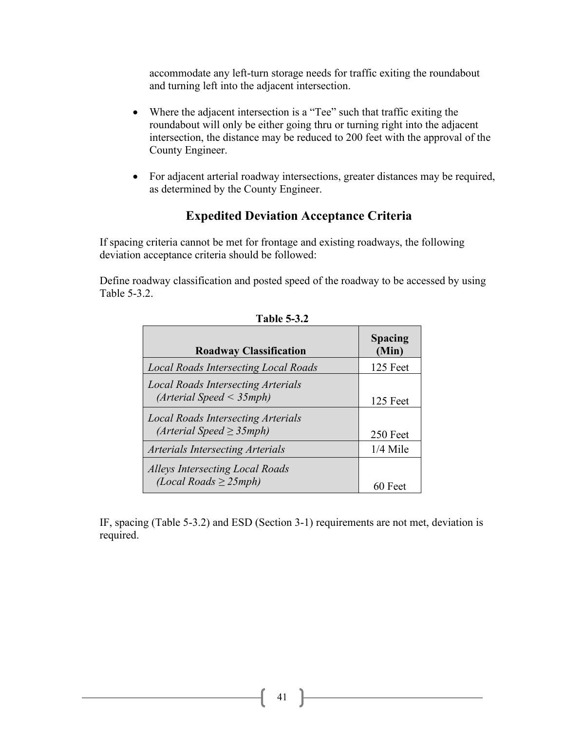accommodate any left-turn storage needs for traffic exiting the roundabout and turning left into the adjacent intersection.

- Where the adjacent intersection is a "Tee" such that traffic exiting the roundabout will only be either going thru or turning right into the adjacent intersection, the distance may be reduced to 200 feet with the approval of the County Engineer.

- For adjacent arterial roadway intersections, greater distances may be required, as determined by the County Engineer.

## Expedited Deviation Acceptance Criteria

If spacing criteria cannot be met for frontage and existing roadways, the following deviation acceptance criteria should be followed:

Define roadway classification and posted speed of the roadway to be accessed by using Table 5-3.2.

**Table 5-3.2**

| Roadway Classification | Spacing (Min) |
|---|---|
| *Local Roads Intersecting Local Roads* | 125 Feet |
| *Local Roads Intersecting Arterials (Arterial Speed < 35mph)* | 125 Feet |
| *Local Roads Intersecting Arterials (Arterial Speed ≥ 35mph)* | 250 Feet |
| *Arterials Intersecting Arterials* | 1/4 Mile |
| *Alleys Intersecting Local Roads (Local Roads ≥ 25mph)* | 60 Feet |

IF, spacing (Table 5-3.2) and ESD (Section 3-1) requirements are not met, deviation is required.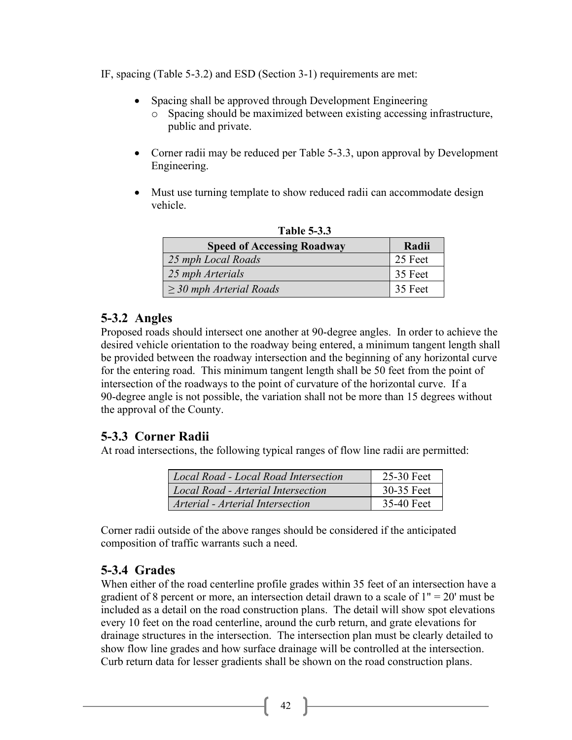IF, spacing (Table 5-3.2) and ESD (Section 3-1) requirements are met:

- Spacing shall be approved through Development Engineering
  - Spacing should be maximized between existing accessing infrastructure, public and private.
- Corner radii may be reduced per Table 5-3.3, upon approval by Development Engineering.
- Must use turning template to show reduced radii can accommodate design vehicle.

**Table 5-3.3**

| Speed of Accessing Roadway | Radii |
|---|---|
| *25 mph Local Roads* | 25 Feet |
| *25 mph Arterials* | 35 Feet |
| *≥ 30 mph Arterial Roads* | 35 Feet |

## 5-3.2 Angles

Proposed roads should intersect one another at 90-degree angles. In order to achieve the desired vehicle orientation to the roadway being entered, a minimum tangent length shall be provided between the roadway intersection and the beginning of any horizontal curve for the entering road. This minimum tangent length shall be 50 feet from the point of intersection of the roadways to the point of curvature of the horizontal curve. If a 90-degree angle is not possible, the variation shall not be more than 15 degrees without the approval of the County.

## 5-3.3 Corner Radii

At road intersections, the following typical ranges of flow line radii are permitted:

| | |
|---|---|
| *Local Road - Local Road Intersection* | 25-30 Feet |
| *Local Road - Arterial Intersection* | 30-35 Feet |
| *Arterial - Arterial Intersection* | 35-40 Feet |

Corner radii outside of the above ranges should be considered if the anticipated composition of traffic warrants such a need.

## 5-3.4 Grades

When either of the road centerline profile grades within 35 feet of an intersection have a gradient of 8 percent or more, an intersection detail drawn to a scale of 1" = 20' must be included as a detail on the road construction plans. The detail will show spot elevations every 10 feet on the road centerline, around the curb return, and grate elevations for drainage structures in the intersection. The intersection plan must be clearly detailed to show flow line grades and how surface drainage will be controlled at the intersection. Curb return data for lesser gradients shall be shown on the road construction plans.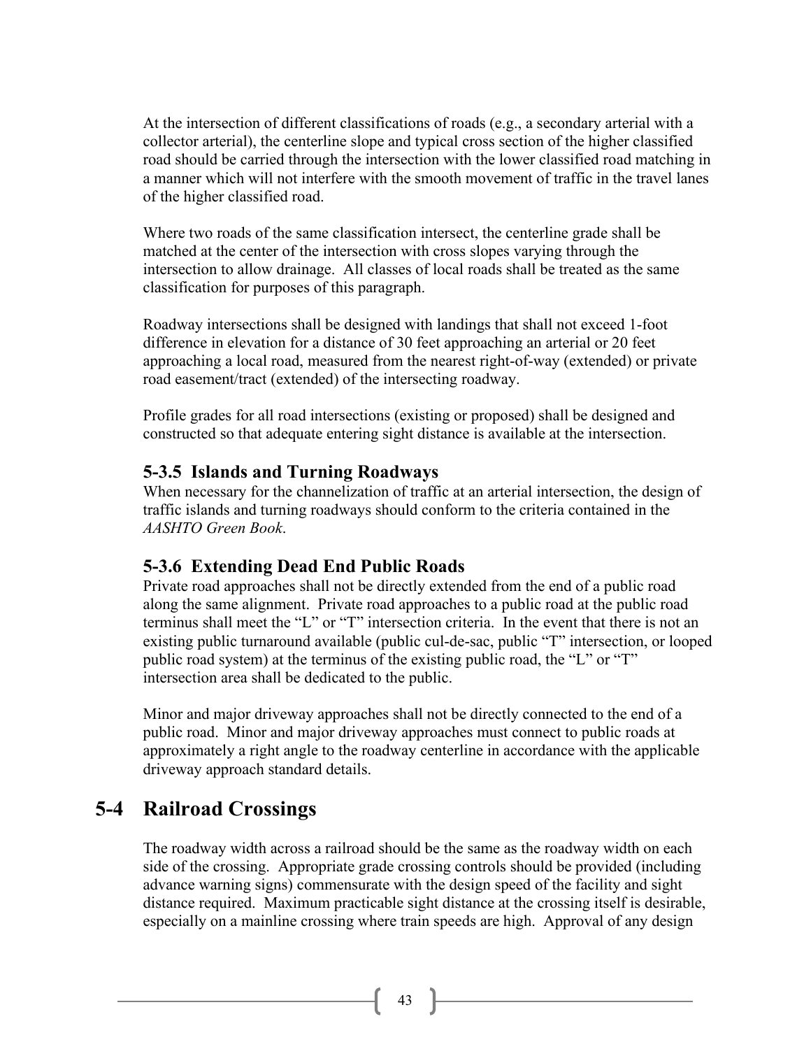At the intersection of different classifications of roads (e.g., a secondary arterial with a collector arterial), the centerline slope and typical cross section of the higher classified road should be carried through the intersection with the lower classified road matching in a manner which will not interfere with the smooth movement of traffic in the travel lanes of the higher classified road.

Where two roads of the same classification intersect, the centerline grade shall be matched at the center of the intersection with cross slopes varying through the intersection to allow drainage. All classes of local roads shall be treated as the same classification for purposes of this paragraph.

Roadway intersections shall be designed with landings that shall not exceed 1-foot difference in elevation for a distance of 30 feet approaching an arterial or 20 feet approaching a local road, measured from the nearest right-of-way (extended) or private road easement/tract (extended) of the intersecting roadway.

Profile grades for all road intersections (existing or proposed) shall be designed and constructed so that adequate entering sight distance is available at the intersection.

### 5-3.5 Islands and Turning Roadways

When necessary for the channelization of traffic at an arterial intersection, the design of traffic islands and turning roadways should conform to the criteria contained in the *AASHTO Green Book*.

### 5-3.6 Extending Dead End Public Roads

Private road approaches shall not be directly extended from the end of a public road along the same alignment. Private road approaches to a public road at the public road terminus shall meet the "L" or "T" intersection criteria. In the event that there is not an existing public turnaround available (public cul-de-sac, public "T" intersection, or looped public road system) at the terminus of the existing public road, the "L" or "T" intersection area shall be dedicated to the public.

Minor and major driveway approaches shall not be directly connected to the end of a public road. Minor and major driveway approaches must connect to public roads at approximately a right angle to the roadway centerline in accordance with the applicable driveway approach standard details.

## 5-4 Railroad Crossings

The roadway width across a railroad should be the same as the roadway width on each side of the crossing. Appropriate grade crossing controls should be provided (including advance warning signs) commensurate with the design speed of the facility and sight distance required. Maximum practicable sight distance at the crossing itself is desirable, especially on a mainline crossing where train speeds are high. Approval of any design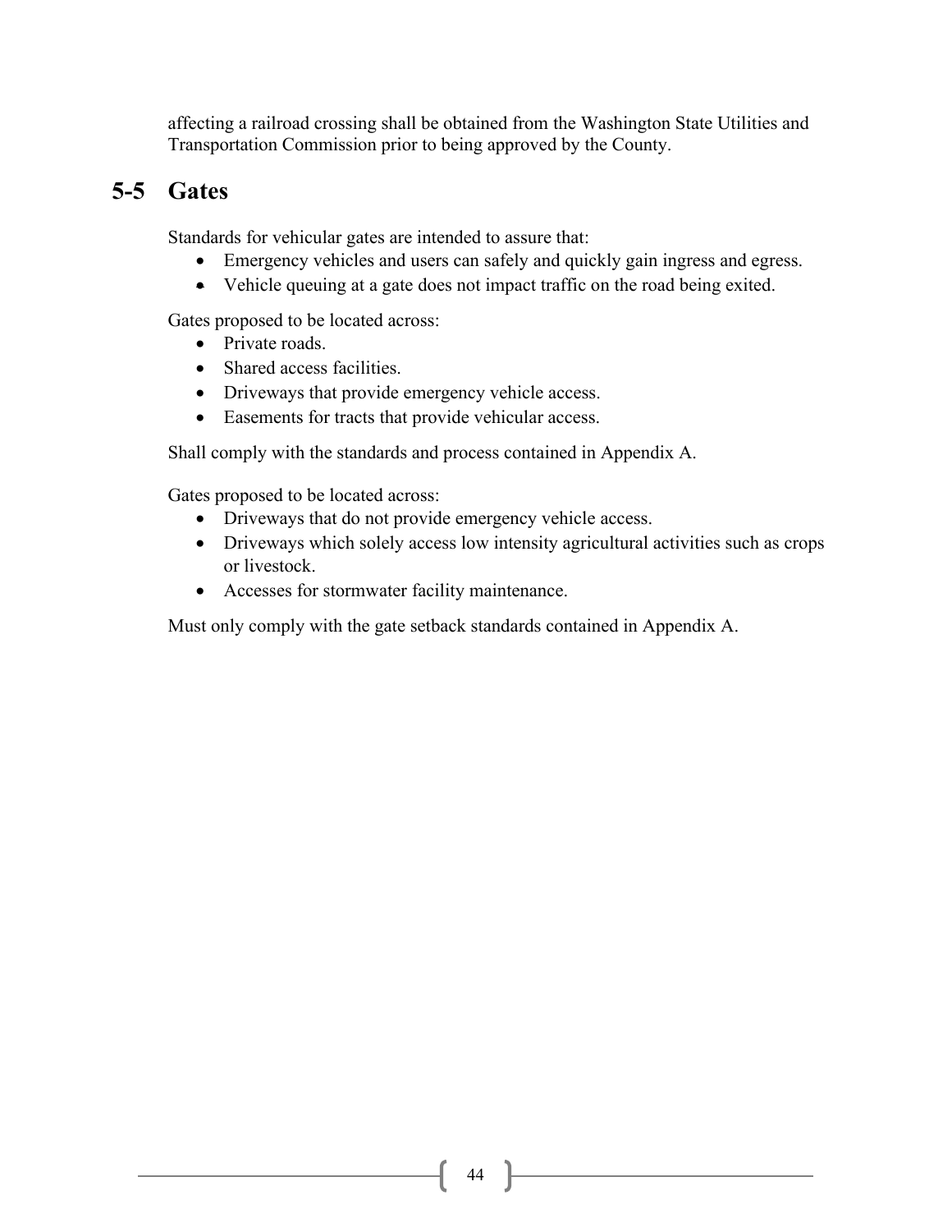affecting a railroad crossing shall be obtained from the Washington State Utilities and Transportation Commission prior to being approved by the County.

## 5-5 Gates

Standards for vehicular gates are intended to assure that:

- Emergency vehicles and users can safely and quickly gain ingress and egress.
- Vehicle queuing at a gate does not impact traffic on the road being exited.

Gates proposed to be located across:

- Private roads.
- Shared access facilities.
- Driveways that provide emergency vehicle access.
- Easements for tracts that provide vehicular access.

Shall comply with the standards and process contained in Appendix A.

Gates proposed to be located across:

- Driveways that do not provide emergency vehicle access.
- Driveways which solely access low intensity agricultural activities such as crops or livestock.
- Accesses for stormwater facility maintenance.

Must only comply with the gate setback standards contained in Appendix A.